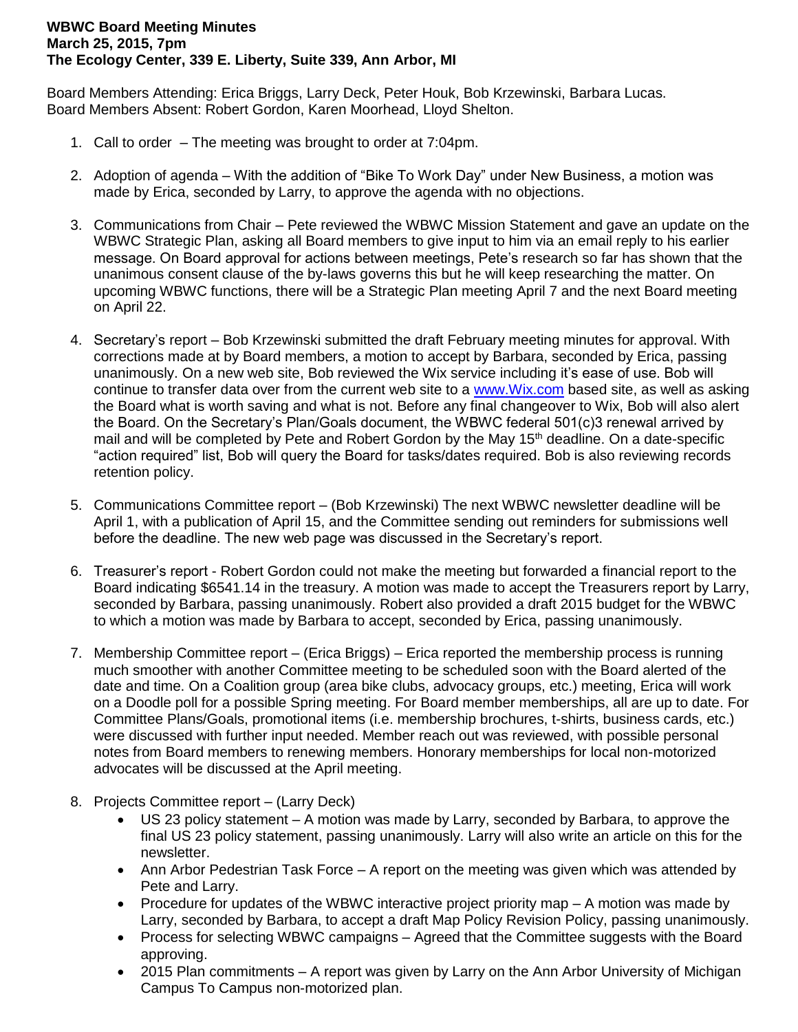**WBWC Board Meeting Minutes**
**March 25, 2015, 7pm**
**The Ecology Center, 339 E. Liberty, Suite 339, Ann Arbor, MI**

Board Members Attending: Erica Briggs, Larry Deck, Peter Houk, Bob Krzewinski, Barbara Lucas.
Board Members Absent: Robert Gordon, Karen Moorhead, Lloyd Shelton.

1. Call to order – The meeting was brought to order at 7:04pm.

2. Adoption of agenda – With the addition of "Bike To Work Day" under New Business, a motion was made by Erica, seconded by Larry, to approve the agenda with no objections.

3. Communications from Chair – Pete reviewed the WBWC Mission Statement and gave an update on the WBWC Strategic Plan, asking all Board members to give input to him via an email reply to his earlier message. On Board approval for actions between meetings, Pete's research so far has shown that the unanimous consent clause of the by-laws governs this but he will keep researching the matter. On upcoming WBWC functions, there will be a Strategic Plan meeting April 7 and the next Board meeting on April 22.

4. Secretary's report – Bob Krzewinski submitted the draft February meeting minutes for approval. With corrections made at by Board members, a motion to accept by Barbara, seconded by Erica, passing unanimously. On a new web site, Bob reviewed the Wix service including it's ease of use. Bob will continue to transfer data over from the current web site to a [www.Wix.com](www.Wix.com) based site, as well as asking the Board what is worth saving and what is not. Before any final changeover to Wix, Bob will also alert the Board. On the Secretary's Plan/Goals document, the WBWC federal 501(c)3 renewal arrived by mail and will be completed by Pete and Robert Gordon by the May 15th deadline. On a date-specific "action required" list, Bob will query the Board for tasks/dates required. Bob is also reviewing records retention policy.

5. Communications Committee report – (Bob Krzewinski) The next WBWC newsletter deadline will be April 1, with a publication of April 15, and the Committee sending out reminders for submissions well before the deadline. The new web page was discussed in the Secretary's report.

6. Treasurer's report - Robert Gordon could not make the meeting but forwarded a financial report to the Board indicating $6541.14 in the treasury. A motion was made to accept the Treasurers report by Larry, seconded by Barbara, passing unanimously. Robert also provided a draft 2015 budget for the WBWC to which a motion was made by Barbara to accept, seconded by Erica, passing unanimously.

7. Membership Committee report – (Erica Briggs) – Erica reported the membership process is running much smoother with another Committee meeting to be scheduled soon with the Board alerted of the date and time. On a Coalition group (area bike clubs, advocacy groups, etc.) meeting, Erica will work on a Doodle poll for a possible Spring meeting. For Board member memberships, all are up to date. For Committee Plans/Goals, promotional items (i.e. membership brochures, t-shirts, business cards, etc.) were discussed with further input needed. Member reach out was reviewed, with possible personal notes from Board members to renewing members. Honorary memberships for local non-motorized advocates will be discussed at the April meeting.

8. Projects Committee report – (Larry Deck)
   - US 23 policy statement – A motion was made by Larry, seconded by Barbara, to approve the final US 23 policy statement, passing unanimously. Larry will also write an article on this for the newsletter.
   - Ann Arbor Pedestrian Task Force – A report on the meeting was given which was attended by Pete and Larry.
   - Procedure for updates of the WBWC interactive project priority map – A motion was made by Larry, seconded by Barbara, to accept a draft Map Policy Revision Policy, passing unanimously.
   - Process for selecting WBWC campaigns – Agreed that the Committee suggests with the Board approving.
   - 2015 Plan commitments – A report was given by Larry on the Ann Arbor University of Michigan Campus To Campus non-motorized plan.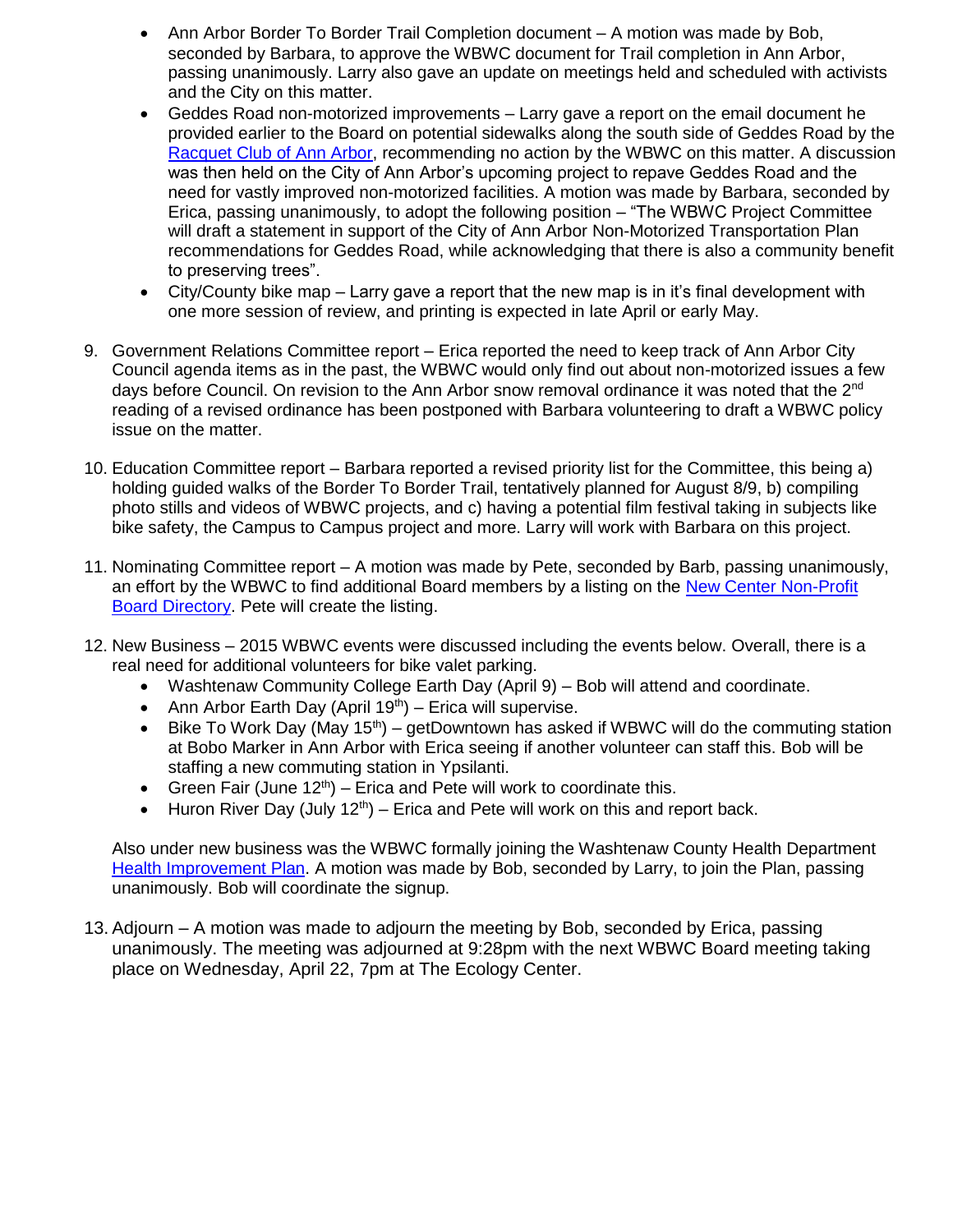- Ann Arbor Border To Border Trail Completion document – A motion was made by Bob, seconded by Barbara, to approve the WBWC document for Trail completion in Ann Arbor, passing unanimously. Larry also gave an update on meetings held and scheduled with activists and the City on this matter.
- Geddes Road non-motorized improvements – Larry gave a report on the email document he provided earlier to the Board on potential sidewalks along the south side of Geddes Road by the [Racquet Club of Ann Arbor](), recommending no action by the WBWC on this matter. A discussion was then held on the City of Ann Arbor's upcoming project to repave Geddes Road and the need for vastly improved non-motorized facilities. A motion was made by Barbara, seconded by Erica, passing unanimously, to adopt the following position – "The WBWC Project Committee will draft a statement in support of the City of Ann Arbor Non-Motorized Transportation Plan recommendations for Geddes Road, while acknowledging that there is also a community benefit to preserving trees".
- City/County bike map – Larry gave a report that the new map is in it's final development with one more session of review, and printing is expected in late April or early May.

9. Government Relations Committee report – Erica reported the need to keep track of Ann Arbor City Council agenda items as in the past, the WBWC would only find out about non-motorized issues a few days before Council. On revision to the Ann Arbor snow removal ordinance it was noted that the 2nd reading of a revised ordinance has been postponed with Barbara volunteering to draft a WBWC policy issue on the matter.

10. Education Committee report – Barbara reported a revised priority list for the Committee, this being a) holding guided walks of the Border To Border Trail, tentatively planned for August 8/9, b) compiling photo stills and videos of WBWC projects, and c) having a potential film festival taking in subjects like bike safety, the Campus to Campus project and more. Larry will work with Barbara on this project.

11. Nominating Committee report – A motion was made by Pete, seconded by Barb, passing unanimously, an effort by the WBWC to find additional Board members by a listing on the [New Center Non-Profit Board Directory](). Pete will create the listing.

12. New Business – 2015 WBWC events were discussed including the events below. Overall, there is a real need for additional volunteers for bike valet parking.
    - Washtenaw Community College Earth Day (April 9) – Bob will attend and coordinate.
    - Ann Arbor Earth Day (April 19th) – Erica will supervise.
    - Bike To Work Day (May 15th) – getDowntown has asked if WBWC will do the commuting station at Bobo Marker in Ann Arbor with Erica seeing if another volunteer can staff this. Bob will be staffing a new commuting station in Ypsilanti.
    - Green Fair (June 12th) – Erica and Pete will work to coordinate this.
    - Huron River Day (July 12th) – Erica and Pete will work on this and report back.

    Also under new business was the WBWC formally joining the Washtenaw County Health Department [Health Improvement Plan](). A motion was made by Bob, seconded by Larry, to join the Plan, passing unanimously. Bob will coordinate the signup.

13. Adjourn – A motion was made to adjourn the meeting by Bob, seconded by Erica, passing unanimously. The meeting was adjourned at 9:28pm with the next WBWC Board meeting taking place on Wednesday, April 22, 7pm at The Ecology Center.